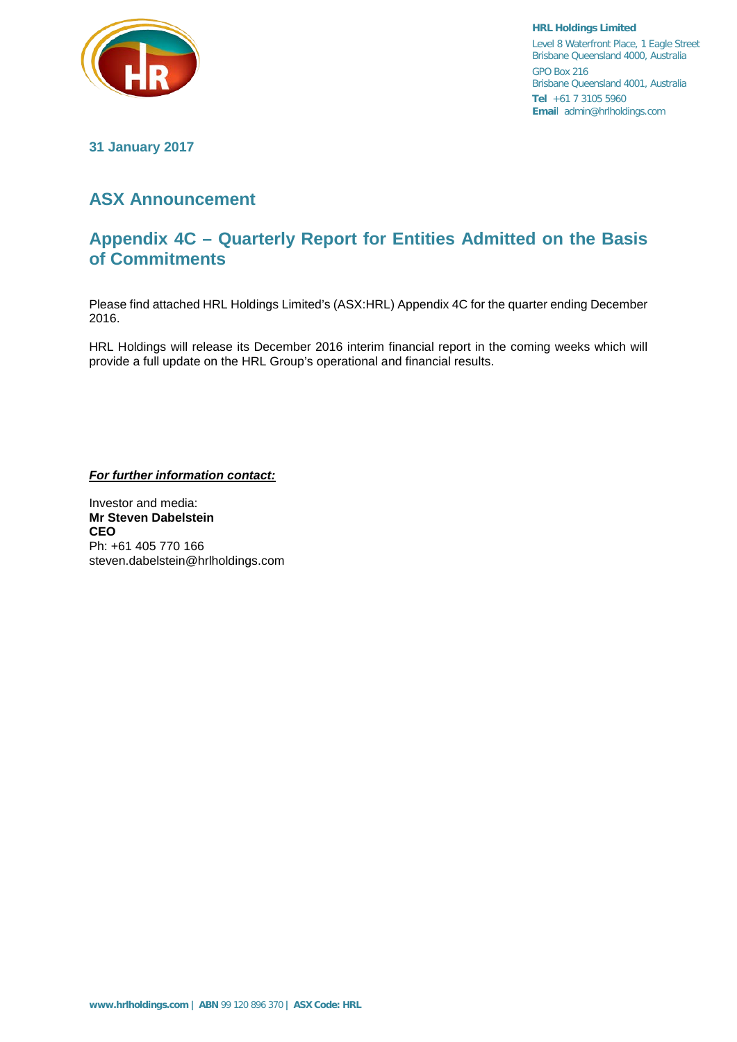**HRL Holdings Limited**
Level 8 Waterfront Place, 1 Eagle Street
Brisbane Queensland 4000, Australia
GPO Box 216
Brisbane Queensland 4001, Australia
**Tel** +61 7 3105 5960
**Email** admin@hrlholdings.com

**31 January 2017**

# ASX Announcement

## Appendix 4C – Quarterly Report for Entities Admitted on the Basis of Commitments

Please find attached HRL Holdings Limited's (ASX:HRL) Appendix 4C for the quarter ending December 2016.

HRL Holdings will release its December 2016 interim financial report in the coming weeks which will provide a full update on the HRL Group's operational and financial results.

***For further information contact:***

Investor and media:
**Mr Steven Dabelstein**
**CEO**
Ph: +61 405 770 166
steven.dabelstein@hrlholdings.com

**www.hrlholdings.com** | **ABN** 99 120 896 370 | **ASX Code: HRL**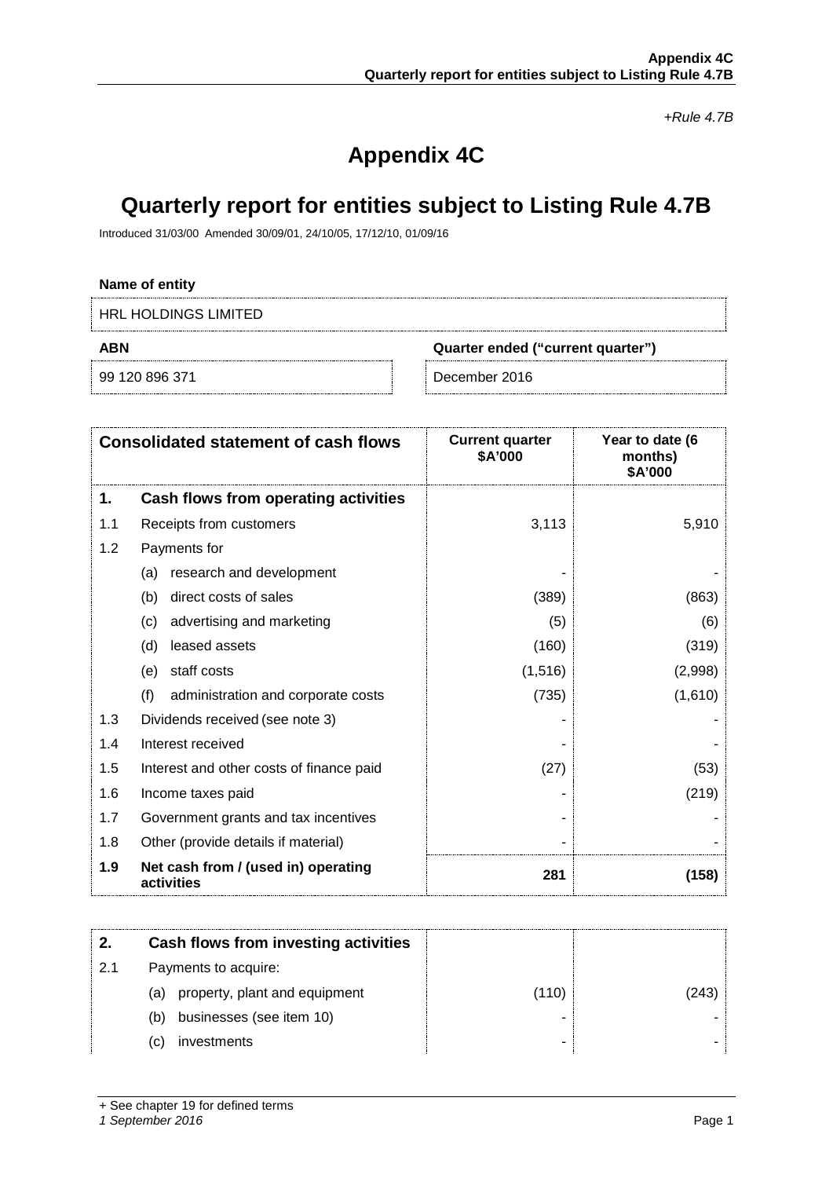*+Rule 4.7B*

# Appendix 4C

# Quarterly report for entities subject to Listing Rule 4.7B

Introduced 31/03/00 Amended 30/09/01, 24/10/05, 17/12/10, 01/09/16

**Name of entity**

HRL HOLDINGS LIMITED

| **ABN** | **Quarter ended ("current quarter")** |
|---|---|
| 99 120 896 371 | December 2016 |

| | **Consolidated statement of cash flows** | **Current quarter $A'000** | **Year to date (6 months) $A'000** |
|---|---|---|---|
| **1.** | **Cash flows from operating activities** | | |
| 1.1 | Receipts from customers | 3,113 | 5,910 |
| 1.2 | Payments for | | |
| | (a) research and development | - | - |
| | (b) direct costs of sales | (389) | (863) |
| | (c) advertising and marketing | (5) | (6) |
| | (d) leased assets | (160) | (319) |
| | (e) staff costs | (1,516) | (2,998) |
| | (f) administration and corporate costs | (735) | (1,610) |
| 1.3 | Dividends received (see note 3) | - | - |
| 1.4 | Interest received | - | - |
| 1.5 | Interest and other costs of finance paid | (27) | (53) |
| 1.6 | Income taxes paid | - | (219) |
| 1.7 | Government grants and tax incentives | - | - |
| 1.8 | Other (provide details if material) | - | - |
| **1.9** | **Net cash from / (used in) operating activities** | **281** | **(158)** |

| | | | |
|---|---|---|---|
| **2.** | **Cash flows from investing activities** | | |
| 2.1 | Payments to acquire: | | |
| | (a) property, plant and equipment | (110) | (243) |
| | (b) businesses (see item 10) | - | - |
| | (c) investments | - | - |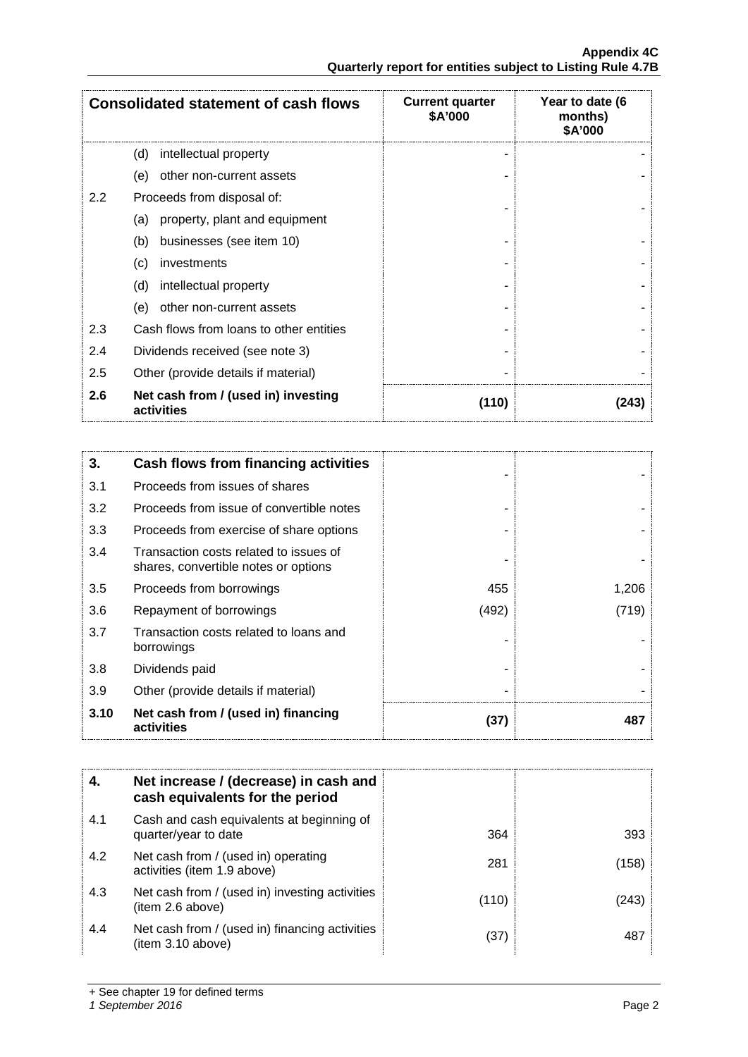| Consolidated statement of cash flows | | Current quarter $A'000 | Year to date (6 months) $A'000 |
|---|---|---|---|
| | (d) intellectual property | - | - |
| | (e) other non-current assets | - | - |
| 2.2 | Proceeds from disposal of: | | |
| | (a) property, plant and equipment | - | - |
| | (b) businesses (see item 10) | - | - |
| | (c) investments | - | - |
| | (d) intellectual property | - | - |
| | (e) other non-current assets | - | - |
| 2.3 | Cash flows from loans to other entities | - | - |
| 2.4 | Dividends received (see note 3) | - | - |
| 2.5 | Other (provide details if material) | - | - |
| **2.6** | **Net cash from / (used in) investing activities** | **(110)** | **(243)** |

| | | | |
|---|---|---|---|
| **3.** | **Cash flows from financing activities** | | |
| 3.1 | Proceeds from issues of shares | - | - |
| 3.2 | Proceeds from issue of convertible notes | - | - |
| 3.3 | Proceeds from exercise of share options | - | - |
| 3.4 | Transaction costs related to issues of shares, convertible notes or options | - | - |
| 3.5 | Proceeds from borrowings | 455 | 1,206 |
| 3.6 | Repayment of borrowings | (492) | (719) |
| 3.7 | Transaction costs related to loans and borrowings | - | - |
| 3.8 | Dividends paid | - | - |
| 3.9 | Other (provide details if material) | - | - |
| **3.10** | **Net cash from / (used in) financing activities** | **(37)** | **487** |

| | | | |
|---|---|---|---|
| **4.** | **Net increase / (decrease) in cash and cash equivalents for the period** | | |
| 4.1 | Cash and cash equivalents at beginning of quarter/year to date | 364 | 393 |
| 4.2 | Net cash from / (used in) operating activities (item 1.9 above) | 281 | (158) |
| 4.3 | Net cash from / (used in) investing activities (item 2.6 above) | (110) | (243) |
| 4.4 | Net cash from / (used in) financing activities (item 3.10 above) | (37) | 487 |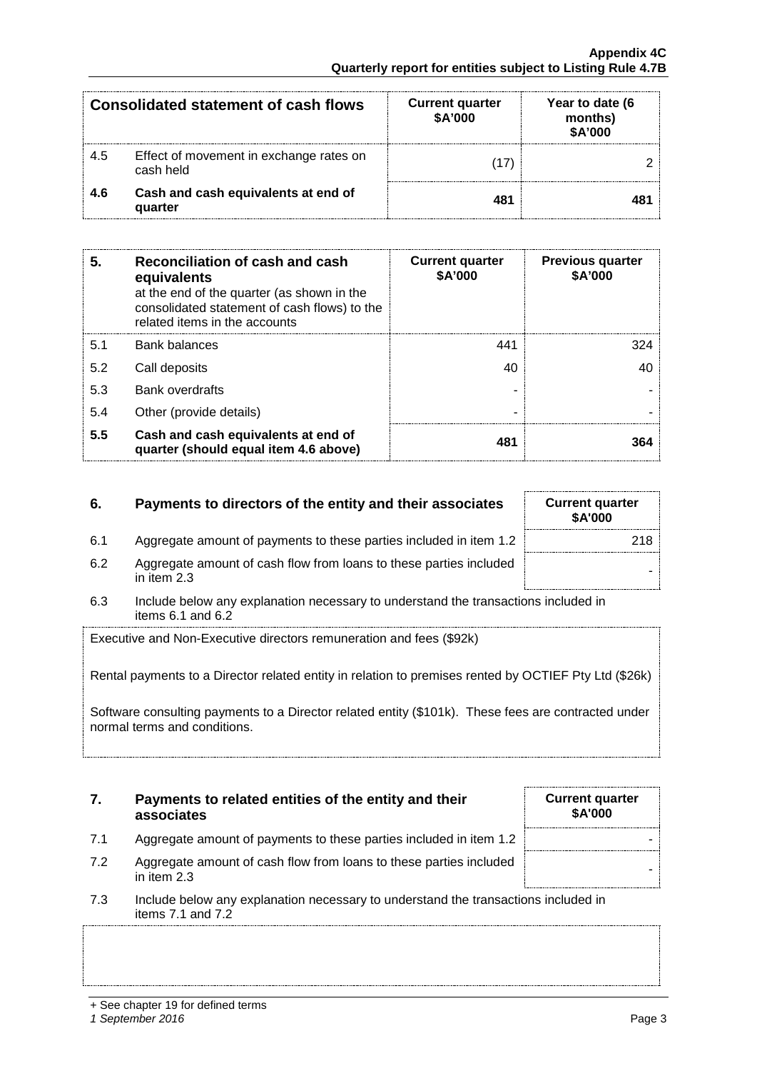| Consolidated statement of cash flows | | Current quarter $A'000 | Year to date (6 months) $A'000 |
|---|---|---|---|
| 4.5 | Effect of movement in exchange rates on cash held | (17) | 2 |
| **4.6** | **Cash and cash equivalents at end of quarter** | **481** | **481** |

| **5.** | **Reconciliation of cash and cash equivalents** at the end of the quarter (as shown in the consolidated statement of cash flows) to the related items in the accounts | **Current quarter $A'000** | **Previous quarter $A'000** |
|---|---|---|---|
| 5.1 | Bank balances | 441 | 324 |
| 5.2 | Call deposits | 40 | 40 |
| 5.3 | Bank overdrafts | - | - |
| 5.4 | Other (provide details) | - | - |
| **5.5** | **Cash and cash equivalents at end of quarter (should equal item 4.6 above)** | **481** | **364** |

| **6.** | **Payments to directors of the entity and their associates** | **Current quarter $A'000** |
|---|---|---|
| 6.1 | Aggregate amount of payments to these parties included in item 1.2 | 218 |
| 6.2 | Aggregate amount of cash flow from loans to these parties included in item 2.3 | - |

6.3 Include below any explanation necessary to understand the transactions included in items 6.1 and 6.2

Executive and Non-Executive directors remuneration and fees ($92k)

Rental payments to a Director related entity in relation to premises rented by OCTIEF Pty Ltd ($26k)

Software consulting payments to a Director related entity ($101k). These fees are contracted under normal terms and conditions.

| **7.** | **Payments to related entities of the entity and their associates** | **Current quarter $A'000** |
|---|---|---|
| 7.1 | Aggregate amount of payments to these parties included in item 1.2 | - |
| 7.2 | Aggregate amount of cash flow from loans to these parties included in item 2.3 | - |

7.3 Include below any explanation necessary to understand the transactions included in items 7.1 and 7.2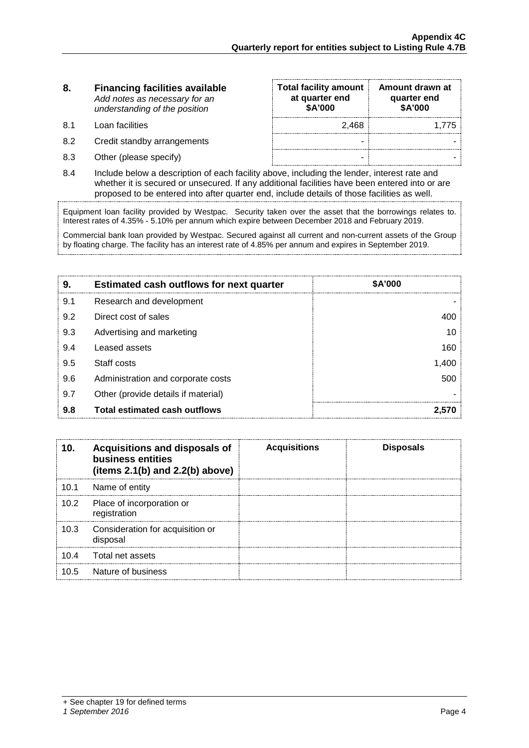| 8. | **Financing facilities available** *Add notes as necessary for an understanding of the position* | **Total facility amount at quarter end \$A'000** | **Amount drawn at quarter end \$A'000** |
|---|---|---|---|
| 8.1 | Loan facilities | 2,468 | 1,775 |
| 8.2 | Credit standby arrangements | - | - |
| 8.3 | Other (please specify) | - | - |

8.4 Include below a description of each facility above, including the lender, interest rate and whether it is secured or unsecured. If any additional facilities have been entered into or are proposed to be entered into after quarter end, include details of those facilities as well.

Equipment loan facility provided by Westpac. Security taken over the asset that the borrowings relates to. Interest rates of 4.35% - 5.10% per annum which expire between December 2018 and February 2019.

Commercial bank loan provided by Westpac. Secured against all current and non-current assets of the Group by floating charge. The facility has an interest rate of 4.85% per annum and expires in September 2019.

| 9. | **Estimated cash outflows for next quarter** | **\$A'000** |
|---|---|---|
| 9.1 | Research and development | - |
| 9.2 | Direct cost of sales | 400 |
| 9.3 | Advertising and marketing | 10 |
| 9.4 | Leased assets | 160 |
| 9.5 | Staff costs | 1,400 |
| 9.6 | Administration and corporate costs | 500 |
| 9.7 | Other (provide details if material) | - |
| **9.8** | **Total estimated cash outflows** | **2,570** |

| 10. | **Acquisitions and disposals of business entities (items 2.1(b) and 2.2(b) above)** | **Acquisitions** | **Disposals** |
|---|---|---|---|
| 10.1 | Name of entity | | |
| 10.2 | Place of incorporation or registration | | |
| 10.3 | Consideration for acquisition or disposal | | |
| 10.4 | Total net assets | | |
| 10.5 | Nature of business | | |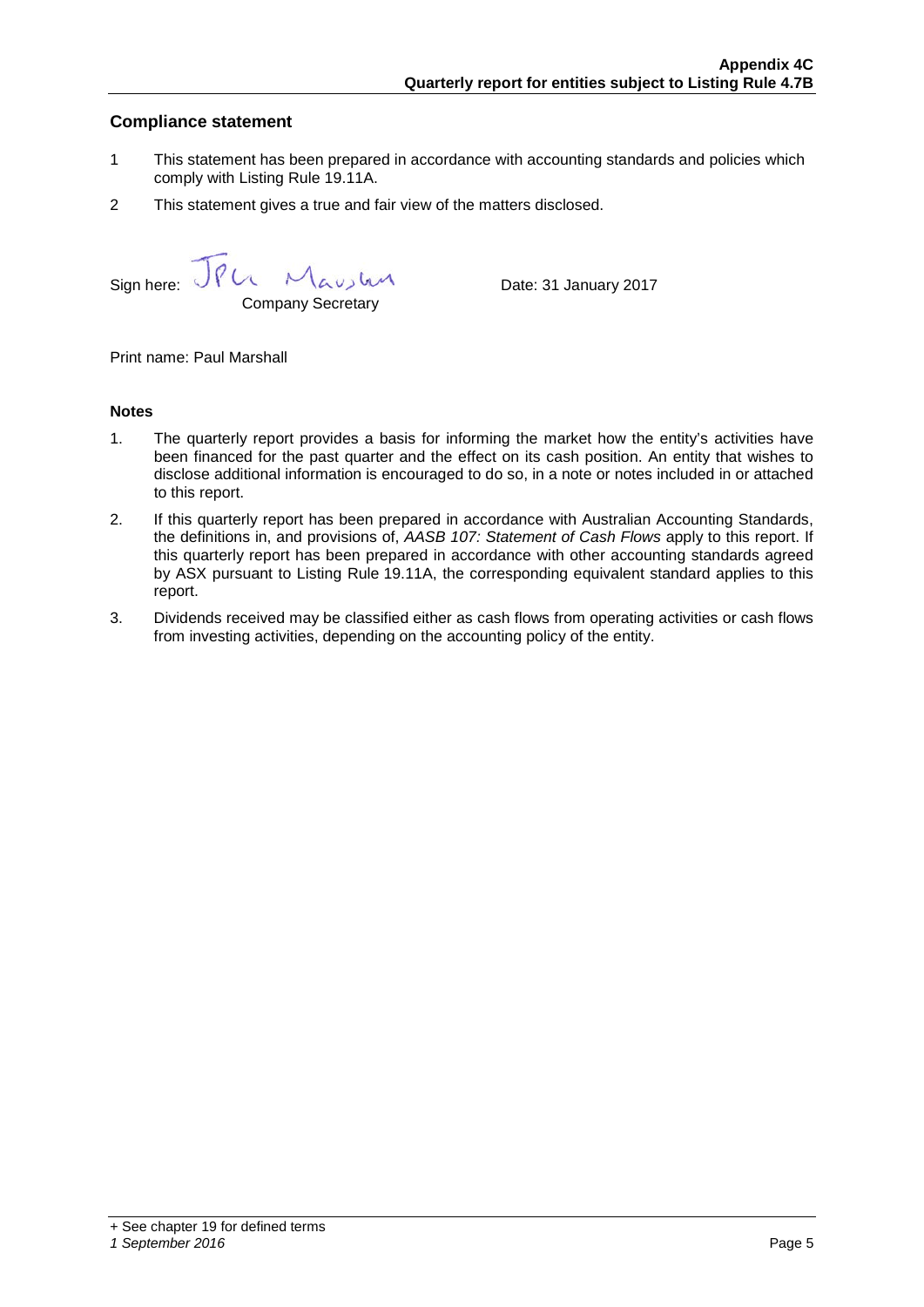## Compliance statement

1 This statement has been prepared in accordance with accounting standards and policies which comply with Listing Rule 19.11A.

2 This statement gives a true and fair view of the matters disclosed.

Sign here: Company Secretary Date: 31 January 2017

Print name: Paul Marshall

**Notes**

1. The quarterly report provides a basis for informing the market how the entity's activities have been financed for the past quarter and the effect on its cash position. An entity that wishes to disclose additional information is encouraged to do so, in a note or notes included in or attached to this report.
2. If this quarterly report has been prepared in accordance with Australian Accounting Standards, the definitions in, and provisions of, *AASB 107: Statement of Cash Flows* apply to this report. If this quarterly report has been prepared in accordance with other accounting standards agreed by ASX pursuant to Listing Rule 19.11A, the corresponding equivalent standard applies to this report.
3. Dividends received may be classified either as cash flows from operating activities or cash flows from investing activities, depending on the accounting policy of the entity.